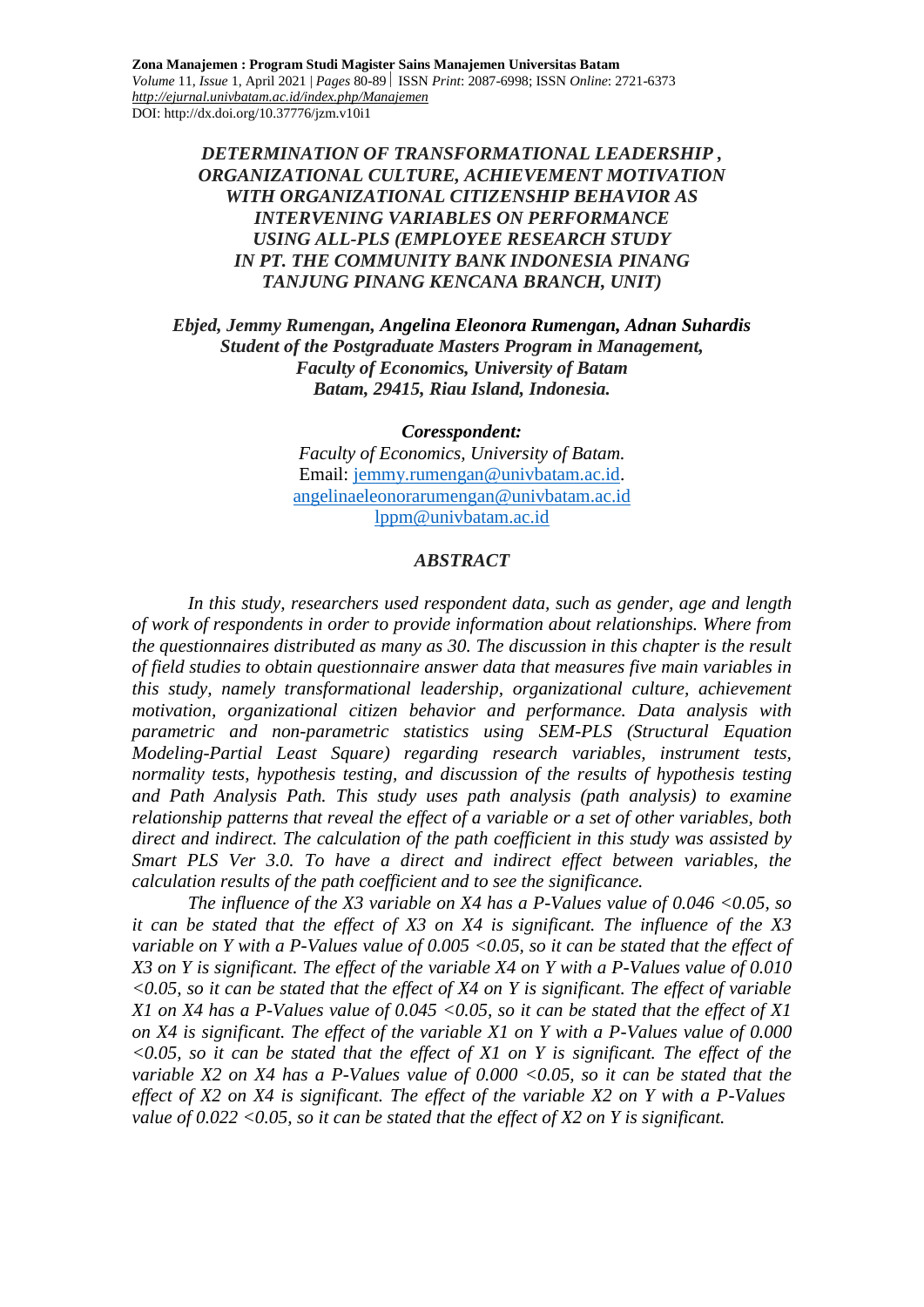**Zona Manajemen : Program Studi Magister Sains Manajemen Universitas Batam**
*Volume* 11, *Issue* 1, April 2021 | *Pages* 80-89 | ISSN *Print*: 2087-6998; ISSN *Online*: 2721-6373
*http://ejurnal.univbatam.ac.id/index.php/Manajemen*
DOI: http://dx.doi.org/10.37776/jzm.v10i1

# *DETERMINATION OF TRANSFORMATIONAL LEADERSHIP , ORGANIZATIONAL CULTURE, ACHIEVEMENT MOTIVATION WITH ORGANIZATIONAL CITIZENSHIP BEHAVIOR AS INTERVENING VARIABLES ON PERFORMANCE USING ALL-PLS (EMPLOYEE RESEARCH STUDY IN PT. THE COMMUNITY BANK INDONESIA PINANG TANJUNG PINANG KENCANA BRANCH, UNIT)*

***Ebjed, Jemmy Rumengan, Angelina Eleonora Rumengan, Adnan Suhardis***
***Student of the Postgraduate Masters Program in Management,***
***Faculty of Economics, University of Batam***
***Batam, 29415, Riau Island, Indonesia.***

***Coresspondent:***
*Faculty of Economics, University of Batam.*
Email: jemmy.rumengan@univbatam.ac.id.
angelinaeleonorarumengan@univbatam.ac.id
lppm@univbatam.ac.id

## *ABSTRACT*

*In this study, researchers used respondent data, such as gender, age and length of work of respondents in order to provide information about relationships. Where from the questionnaires distributed as many as 30. The discussion in this chapter is the result of field studies to obtain questionnaire answer data that measures five main variables in this study, namely transformational leadership, organizational culture, achievement motivation, organizational citizen behavior and performance. Data analysis with parametric and non-parametric statistics using SEM-PLS (Structural Equation Modeling-Partial Least Square) regarding research variables, instrument tests, normality tests, hypothesis testing, and discussion of the results of hypothesis testing and Path Analysis Path. This study uses path analysis (path analysis) to examine relationship patterns that reveal the effect of a variable or a set of other variables, both direct and indirect. The calculation of the path coefficient in this study was assisted by Smart PLS Ver 3.0. To have a direct and indirect effect between variables, the calculation results of the path coefficient and to see the significance.*

*The influence of the X3 variable on X4 has a P-Values value of 0.046 <0.05, so it can be stated that the effect of X3 on X4 is significant. The influence of the X3 variable on Y with a P-Values value of 0.005 <0.05, so it can be stated that the effect of X3 on Y is significant. The effect of the variable X4 on Y with a P-Values value of 0.010 <0.05, so it can be stated that the effect of X4 on Y is significant. The effect of variable X1 on X4 has a P-Values value of 0.045 <0.05, so it can be stated that the effect of X1 on X4 is significant. The effect of the variable X1 on Y with a P-Values value of 0.000 <0.05, so it can be stated that the effect of X1 on Y is significant. The effect of the variable X2 on X4 has a P-Values value of 0.000 <0.05, so it can be stated that the effect of X2 on X4 is significant. The effect of the variable X2 on Y with a P-Values value of 0.022 <0.05, so it can be stated that the effect of X2 on Y is significant.*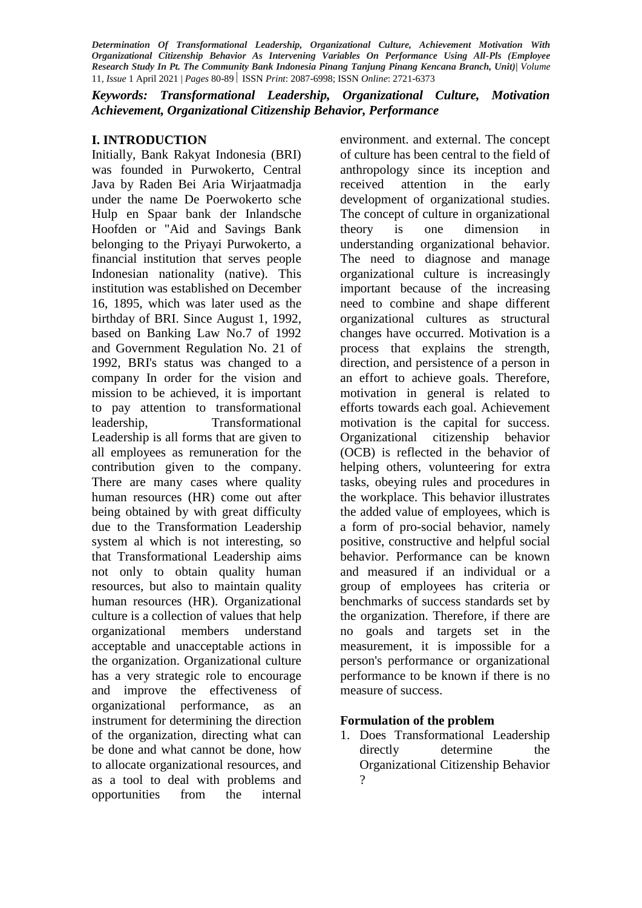*Keywords: Transformational Leadership, Organizational Culture, Motivation Achievement, Organizational Citizenship Behavior, Performance*

## I. INTRODUCTION

Initially, Bank Rakyat Indonesia (BRI) was founded in Purwokerto, Central Java by Raden Bei Aria Wirjaatmadja under the name De Poerwokerto sche Hulp en Spaar bank der Inlandsche Hoofden or "Aid and Savings Bank belonging to the Priyayi Purwokerto, a financial institution that serves people Indonesian nationality (native). This institution was established on December 16, 1895, which was later used as the birthday of BRI. Since August 1, 1992, based on Banking Law No.7 of 1992 and Government Regulation No. 21 of 1992, BRI's status was changed to a company In order for the vision and mission to be achieved, it is important to pay attention to transformational leadership, Transformational Leadership is all forms that are given to all employees as remuneration for the contribution given to the company. There are many cases where quality human resources (HR) come out after being obtained by with great difficulty due to the Transformation Leadership system al which is not interesting, so that Transformational Leadership aims not only to obtain quality human resources, but also to maintain quality human resources (HR). Organizational culture is a collection of values that help organizational members understand acceptable and unacceptable actions in the organization. Organizational culture has a very strategic role to encourage and improve the effectiveness of organizational performance, as an instrument for determining the direction of the organization, directing what can be done and what cannot be done, how to allocate organizational resources, and as a tool to deal with problems and opportunities from the internal environment. and external. The concept of culture has been central to the field of anthropology since its inception and received attention in the early development of organizational studies. The concept of culture in organizational theory is one dimension in understanding organizational behavior. The need to diagnose and manage organizational culture is increasingly important because of the increasing need to combine and shape different organizational cultures as structural changes have occurred. Motivation is a process that explains the strength, direction, and persistence of a person in an effort to achieve goals. Therefore, motivation in general is related to efforts towards each goal. Achievement motivation is the capital for success. Organizational citizenship behavior (OCB) is reflected in the behavior of helping others, volunteering for extra tasks, obeying rules and procedures in the workplace. This behavior illustrates the added value of employees, which is a form of pro-social behavior, namely positive, constructive and helpful social behavior. Performance can be known and measured if an individual or a group of employees has criteria or benchmarks of success standards set by the organization. Therefore, if there are no goals and targets set in the measurement, it is impossible for a person's performance or organizational performance to be known if there is no measure of success.

**Formulation of the problem**

1. Does Transformational Leadership directly determine the Organizational Citizenship Behavior ?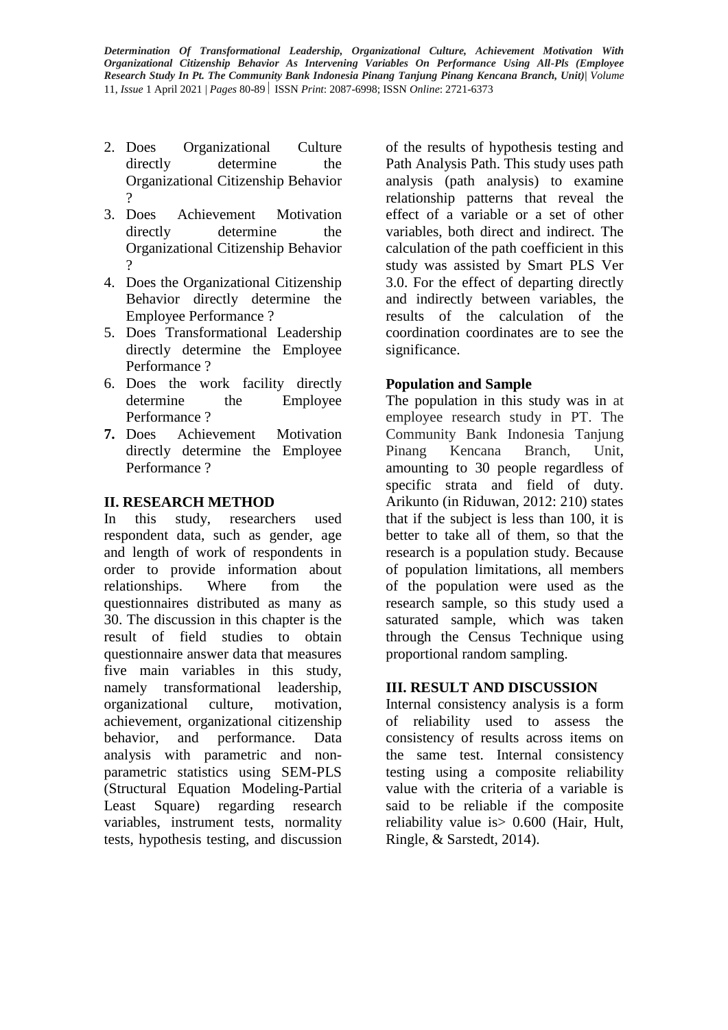2. Does Organizational Culture directly determine the Organizational Citizenship Behavior ?
3. Does Achievement Motivation directly determine the Organizational Citizenship Behavior ?
4. Does the Organizational Citizenship Behavior directly determine the Employee Performance ?
5. Does Transformational Leadership directly determine the Employee Performance ?
6. Does the work facility directly determine the Employee Performance ?
7. **Does** Achievement Motivation directly determine the Employee Performance ?

## II. RESEARCH METHOD

In this study, researchers used respondent data, such as gender, age and length of work of respondents in order to provide information about relationships. Where from the questionnaires distributed as many as 30. The discussion in this chapter is the result of field studies to obtain questionnaire answer data that measures five main variables in this study, namely transformational leadership, organizational culture, motivation, achievement, organizational citizenship behavior, and performance. Data analysis with parametric and non-parametric statistics using SEM-PLS (Structural Equation Modeling-Partial Least Square) regarding research variables, instrument tests, normality tests, hypothesis testing, and discussion of the results of hypothesis testing and Path Analysis Path. This study uses path analysis (path analysis) to examine relationship patterns that reveal the effect of a variable or a set of other variables, both direct and indirect. The calculation of the path coefficient in this study was assisted by Smart PLS Ver 3.0. For the effect of departing directly and indirectly between variables, the results of the calculation of the coordination coordinates are to see the significance.

### Population and Sample

The population in this study was in at employee research study in PT. The Community Bank Indonesia Tanjung Pinang Kencana Branch, Unit, amounting to 30 people regardless of specific strata and field of duty. Arikunto (in Riduwan, 2012: 210) states that if the subject is less than 100, it is better to take all of them, so that the research is a population study. Because of population limitations, all members of the population were used as the research sample, so this study used a saturated sample, which was taken through the Census Technique using proportional random sampling.

## III. RESULT AND DISCUSSION

Internal consistency analysis is a form of reliability used to assess the consistency of results across items on the same test. Internal consistency testing using a composite reliability value with the criteria of a variable is said to be reliable if the composite reliability value is> 0.600 (Hair, Hult, Ringle, & Sarstedt, 2014).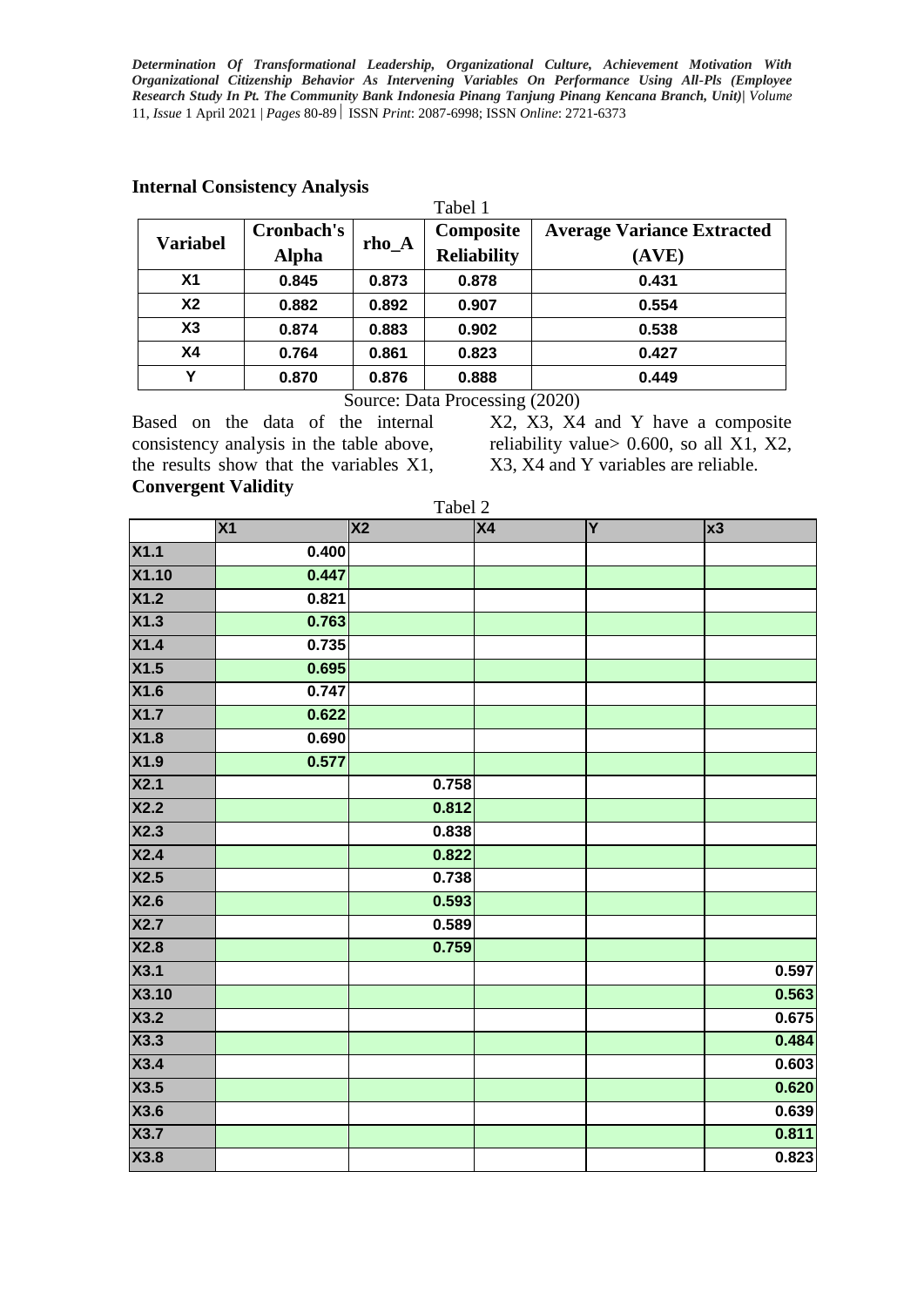## Internal Consistency Analysis

Tabel 1

| Variabel | Cronbach's Alpha | rho_A | Composite Reliability | Average Variance Extracted (AVE) |
|---|---|---|---|---|
| X1 | 0.845 | 0.873 | 0.878 | 0.431 |
| X2 | 0.882 | 0.892 | 0.907 | 0.554 |
| X3 | 0.874 | 0.883 | 0.902 | 0.538 |
| X4 | 0.764 | 0.861 | 0.823 | 0.427 |
| Y | 0.870 | 0.876 | 0.888 | 0.449 |

Source: Data Processing (2020)

Based on the data of the internal consistency analysis in the table above, the results show that the variables X1, X2, X3, X4 and Y have a composite reliability value> 0.600, so all X1, X2, X3, X4 and Y variables are reliable.

## Convergent Validity

Tabel 2

| | X1 | X2 | X4 | Y | x3 |
|---|---|---|---|---|---|
| X1.1 | 0.400 | | | | |
| X1.10 | 0.447 | | | | |
| X1.2 | 0.821 | | | | |
| X1.3 | 0.763 | | | | |
| X1.4 | 0.735 | | | | |
| X1.5 | 0.695 | | | | |
| X1.6 | 0.747 | | | | |
| X1.7 | 0.622 | | | | |
| X1.8 | 0.690 | | | | |
| X1.9 | 0.577 | | | | |
| X2.1 | | 0.758 | | | |
| X2.2 | | 0.812 | | | |
| X2.3 | | 0.838 | | | |
| X2.4 | | 0.822 | | | |
| X2.5 | | 0.738 | | | |
| X2.6 | | 0.593 | | | |
| X2.7 | | 0.589 | | | |
| X2.8 | | 0.759 | | | |
| X3.1 | | | | | 0.597 |
| X3.10 | | | | | 0.563 |
| X3.2 | | | | | 0.675 |
| X3.3 | | | | | 0.484 |
| X3.4 | | | | | 0.603 |
| X3.5 | | | | | 0.620 |
| X3.6 | | | | | 0.639 |
| X3.7 | | | | | 0.811 |
| X3.8 | | | | | 0.823 |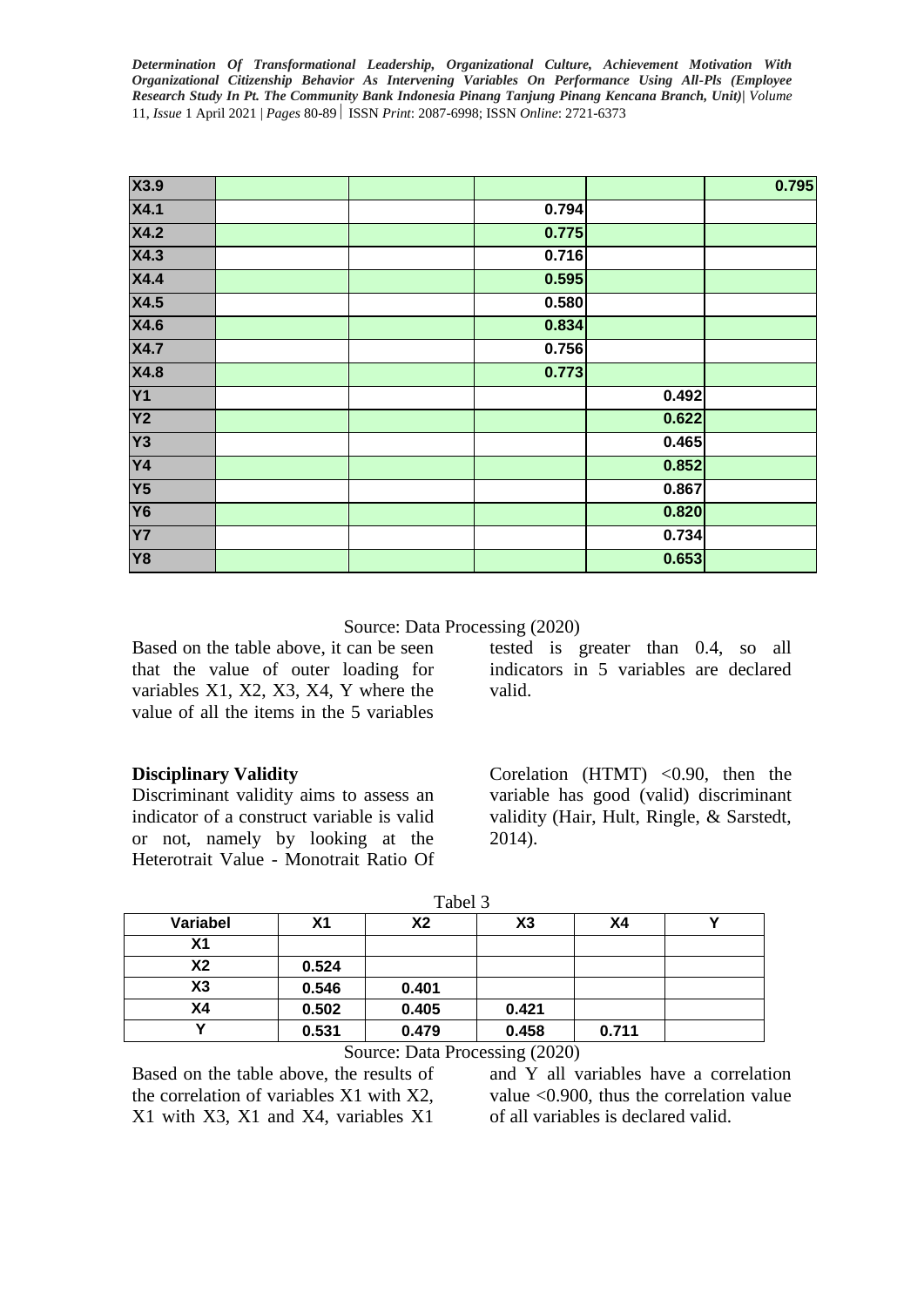| | | | | | |
|---|---|---|---|---|---|
| X3.9 | | | | | 0.795 |
| X4.1 | | | 0.794 | | |
| X4.2 | | | 0.775 | | |
| X4.3 | | | 0.716 | | |
| X4.4 | | | 0.595 | | |
| X4.5 | | | 0.580 | | |
| X4.6 | | | 0.834 | | |
| X4.7 | | | 0.756 | | |
| X4.8 | | | 0.773 | | |
| Y1 | | | | 0.492 | |
| Y2 | | | | 0.622 | |
| Y3 | | | | 0.465 | |
| Y4 | | | | 0.852 | |
| Y5 | | | | 0.867 | |
| Y6 | | | | 0.820 | |
| Y7 | | | | 0.734 | |
| Y8 | | | | 0.653 | |

Source: Data Processing (2020)

Based on the table above, it can be seen that the value of outer loading for variables X1, X2, X3, X4, Y where the value of all the items in the 5 variables tested is greater than 0.4, so all indicators in 5 variables are declared valid.

**Disciplinary Validity**

Discriminant validity aims to assess an indicator of a construct variable is valid or not, namely by looking at the Heterotrait Value - Monotrait Ratio Of Corelation (HTMT) <0.90, then the variable has good (valid) discriminant validity (Hair, Hult, Ringle, & Sarstedt, 2014).

Tabel 3

| Variabel | X1 | X2 | X3 | X4 | Y |
|---|---|---|---|---|---|
| X1 | | | | | |
| X2 | 0.524 | | | | |
| X3 | 0.546 | 0.401 | | | |
| X4 | 0.502 | 0.405 | 0.421 | | |
| Y | 0.531 | 0.479 | 0.458 | 0.711 | |

Source: Data Processing (2020)

Based on the table above, the results of the correlation of variables X1 with X2, X1 with X3, X1 and X4, variables X1 and Y all variables have a correlation value <0.900, thus the correlation value of all variables is declared valid.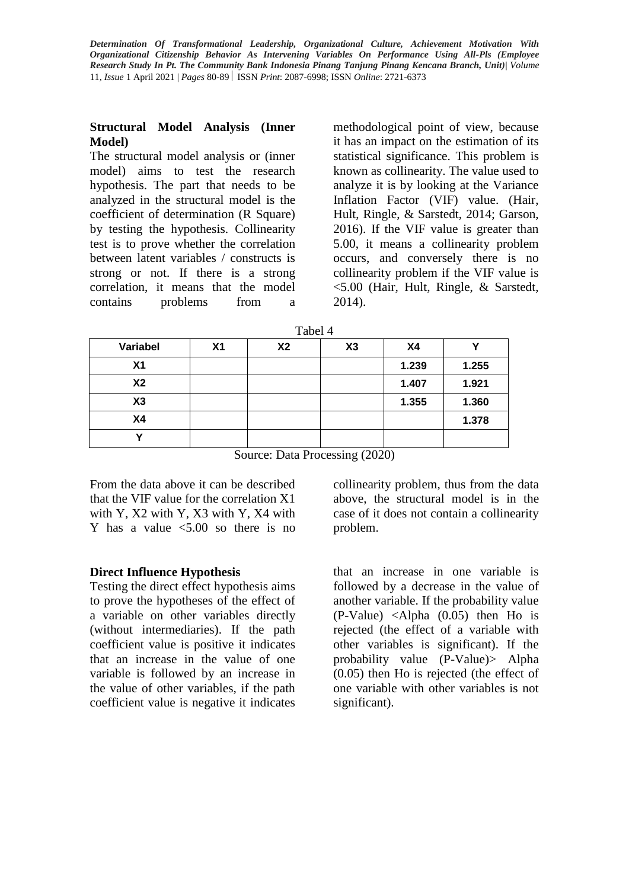**Structural Model Analysis (Inner Model)**

The structural model analysis or (inner model) aims to test the research hypothesis. The part that needs to be analyzed in the structural model is the coefficient of determination (R Square) by testing the hypothesis. Collinearity test is to prove whether the correlation between latent variables / constructs is strong or not. If there is a strong correlation, it means that the model contains problems from a methodological point of view, because it has an impact on the estimation of its statistical significance. This problem is known as collinearity. The value used to analyze it is by looking at the Variance Inflation Factor (VIF) value. (Hair, Hult, Ringle, & Sarstedt, 2014; Garson, 2016). If the VIF value is greater than 5.00, it means a collinearity problem occurs, and conversely there is no collinearity problem if the VIF value is <5.00 (Hair, Hult, Ringle, & Sarstedt, 2014).

Tabel 4

| Variabel | X1 | X2 | X3 | X4 | Y |
|---|---|---|---|---|---|
| X1 | | | | 1.239 | 1.255 |
| X2 | | | | 1.407 | 1.921 |
| X3 | | | | 1.355 | 1.360 |
| X4 | | | | | 1.378 |
| Y | | | | | |

Source: Data Processing (2020)

From the data above it can be described that the VIF value for the correlation X1 with Y, X2 with Y, X3 with Y, X4 with Y has a value <5.00 so there is no collinearity problem, thus from the data above, the structural model is in the case of it does not contain a collinearity problem.

**Direct Influence Hypothesis**

Testing the direct effect hypothesis aims to prove the hypotheses of the effect of a variable on other variables directly (without intermediaries). If the path coefficient value is positive it indicates that an increase in the value of one variable is followed by an increase in the value of other variables, if the path coefficient value is negative it indicates that an increase in one variable is followed by a decrease in the value of another variable. If the probability value (P-Value) <Alpha (0.05) then Ho is rejected (the effect of a variable with other variables is significant). If the probability value (P-Value)> Alpha (0.05) then Ho is rejected (the effect of one variable with other variables is not significant).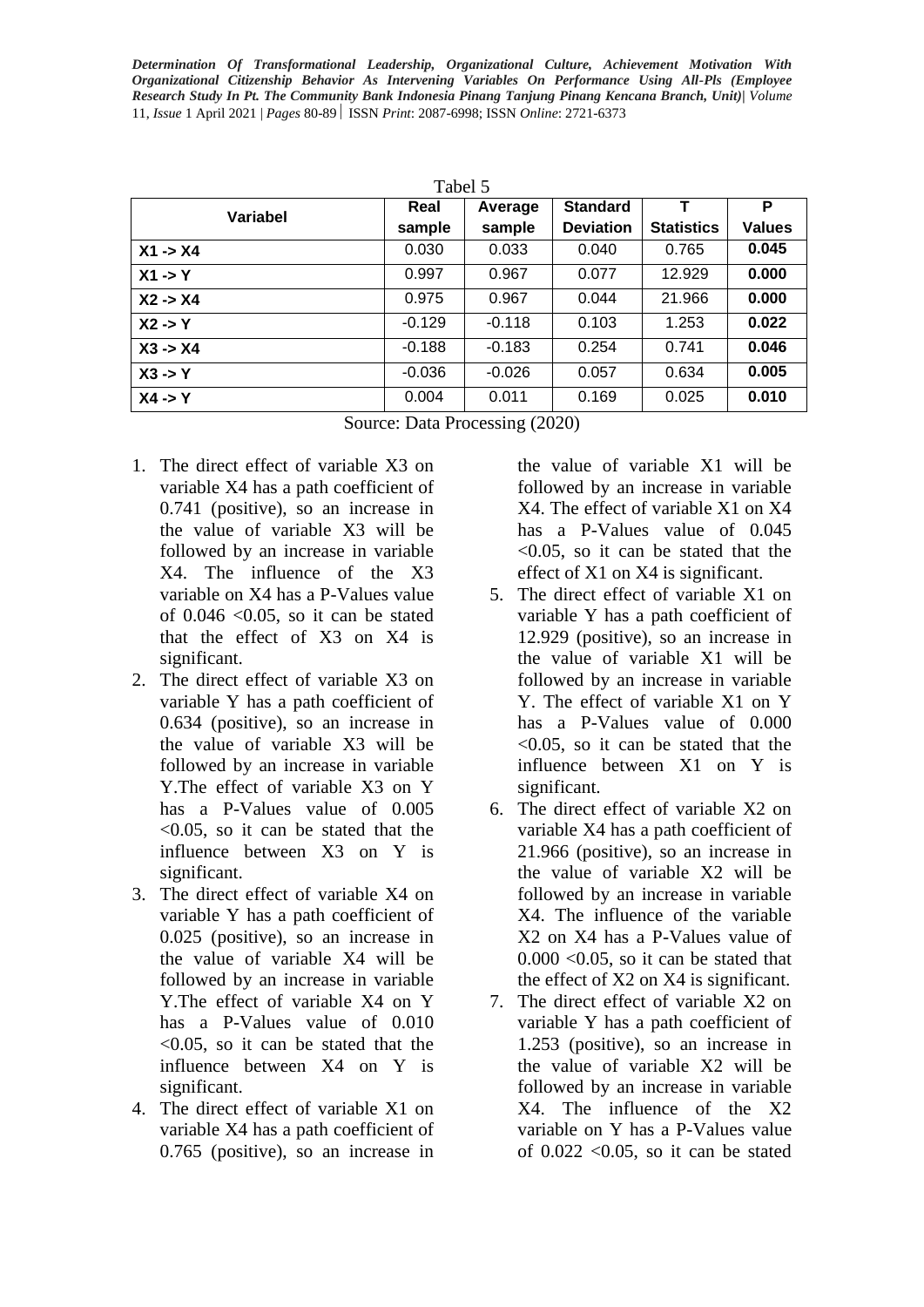Tabel 5

| Variabel | Real sample | Average sample | Standard Deviation | T Statistics | P Values |
|---|---|---|---|---|---|
| X1 -> X4 | 0.030 | 0.033 | 0.040 | 0.765 | **0.045** |
| X1 -> Y | 0.997 | 0.967 | 0.077 | 12.929 | **0.000** |
| X2 -> X4 | 0.975 | 0.967 | 0.044 | 21.966 | **0.000** |
| X2 -> Y | -0.129 | -0.118 | 0.103 | 1.253 | **0.022** |
| X3 -> X4 | -0.188 | -0.183 | 0.254 | 0.741 | **0.046** |
| X3 -> Y | -0.036 | -0.026 | 0.057 | 0.634 | **0.005** |
| X4 -> Y | 0.004 | 0.011 | 0.169 | 0.025 | **0.010** |

Source: Data Processing (2020)

1. The direct effect of variable X3 on variable X4 has a path coefficient of 0.741 (positive), so an increase in the value of variable X3 will be followed by an increase in variable X4. The influence of the X3 variable on X4 has a P-Values value of 0.046 <0.05, so it can be stated that the effect of X3 on X4 is significant.
2. The direct effect of variable X3 on variable Y has a path coefficient of 0.634 (positive), so an increase in the value of variable X3 will be followed by an increase in variable Y.The effect of variable X3 on Y has a P-Values value of 0.005 <0.05, so it can be stated that the influence between X3 on Y is significant.
3. The direct effect of variable X4 on variable Y has a path coefficient of 0.025 (positive), so an increase in the value of variable X4 will be followed by an increase in variable Y.The effect of variable X4 on Y has a P-Values value of 0.010 <0.05, so it can be stated that the influence between X4 on Y is significant.
4. The direct effect of variable X1 on variable X4 has a path coefficient of 0.765 (positive), so an increase in the value of variable X1 will be followed by an increase in variable X4. The effect of variable X1 on X4 has a P-Values value of 0.045 <0.05, so it can be stated that the effect of X1 on X4 is significant.
5. The direct effect of variable X1 on variable Y has a path coefficient of 12.929 (positive), so an increase in the value of variable X1 will be followed by an increase in variable Y. The effect of variable X1 on Y has a P-Values value of 0.000 <0.05, so it can be stated that the influence between X1 on Y is significant.
6. The direct effect of variable X2 on variable X4 has a path coefficient of 21.966 (positive), so an increase in the value of variable X2 will be followed by an increase in variable X4. The influence of the variable X2 on X4 has a P-Values value of 0.000 <0.05, so it can be stated that the effect of X2 on X4 is significant.
7. The direct effect of variable X2 on variable Y has a path coefficient of 1.253 (positive), so an increase in the value of variable X2 will be followed by an increase in variable X4. The influence of the X2 variable on Y has a P-Values value of 0.022 <0.05, so it can be stated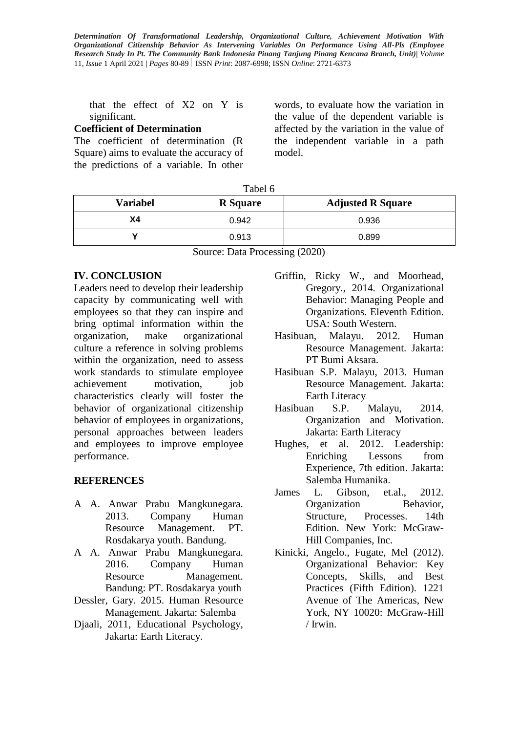that the effect of X2 on Y is significant.

**Coefficient of Determination**

The coefficient of determination (R Square) aims to evaluate the accuracy of the predictions of a variable. In other words, to evaluate how the variation in the value of the dependent variable is affected by the variation in the value of the independent variable in a path model.

Tabel 6

| Variabel | R Square | Adjusted R Square |
|---|---|---|
| X4 | 0.942 | 0.936 |
| Y | 0.913 | 0.899 |

Source: Data Processing (2020)

## IV. CONCLUSION

Leaders need to develop their leadership capacity by communicating well with employees so that they can inspire and bring optimal information within the organization, make organizational culture a reference in solving problems within the organization, need to assess work standards to stimulate employee achievement motivation, job characteristics clearly will foster the behavior of organizational citizenship behavior of employees in organizations, personal approaches between leaders and employees to improve employee performance.

## REFERENCES

A A. Anwar Prabu Mangkunegara. 2013. Company Human Resource Management. PT. Rosdakarya youth. Bandung.

A A. Anwar Prabu Mangkunegara. 2016. Company Human Resource Management. Bandung: PT. Rosdakarya youth

Dessler, Gary. 2015. Human Resource Management. Jakarta: Salemba

Djaali, 2011, Educational Psychology, Jakarta: Earth Literacy.

Griffin, Ricky W., and Moorhead, Gregory., 2014. Organizational Behavior: Managing People and Organizations. Eleventh Edition. USA: South Western.

Hasibuan, Malayu. 2012. Human Resource Management. Jakarta: PT Bumi Aksara.

Hasibuan S.P. Malayu, 2013. Human Resource Management. Jakarta: Earth Literacy

Hasibuan S.P. Malayu, 2014. Organization and Motivation. Jakarta: Earth Literacy

Hughes, et al. 2012. Leadership: Enriching Lessons from Experience, 7th edition. Jakarta: Salemba Humanika.

James L. Gibson, et.al., 2012. Organization Behavior, Structure, Processes. 14th Edition. New York: McGraw-Hill Companies, Inc.

Kinicki, Angelo., Fugate, Mel (2012). Organizational Behavior: Key Concepts, Skills, and Best Practices (Fifth Edition). 1221 Avenue of The Americas, New York, NY 10020: McGraw-Hill / Irwin.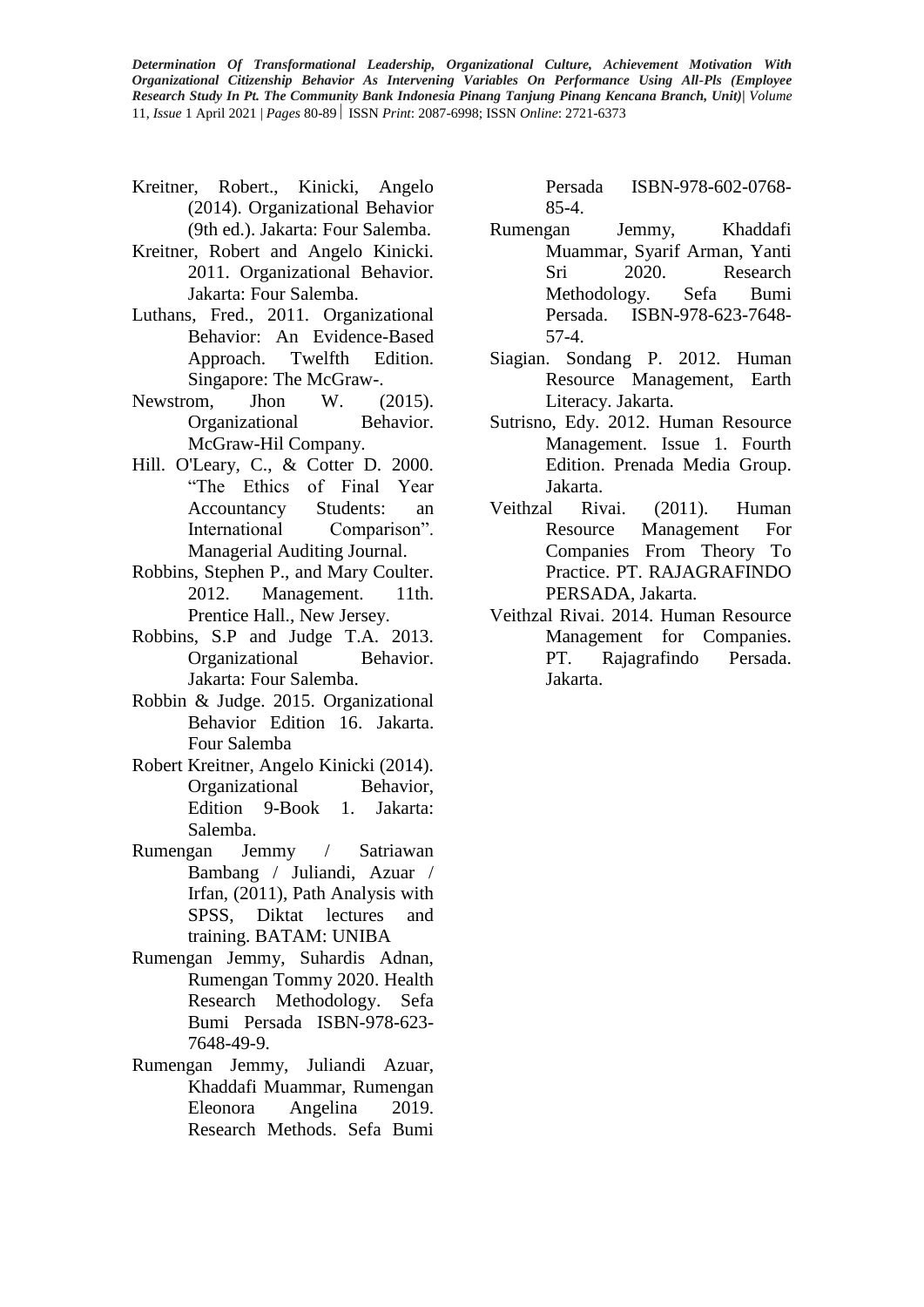Kreitner, Robert., Kinicki, Angelo (2014). Organizational Behavior (9th ed.). Jakarta: Four Salemba.

Kreitner, Robert and Angelo Kinicki. 2011. Organizational Behavior. Jakarta: Four Salemba.

Luthans, Fred., 2011. Organizational Behavior: An Evidence-Based Approach. Twelfth Edition. Singapore: The McGraw-.

Newstrom, Jhon W. (2015). Organizational Behavior. McGraw-Hil Company.

Hill. O'Leary, C., & Cotter D. 2000. "The Ethics of Final Year Accountancy Students: an International Comparison". Managerial Auditing Journal.

Robbins, Stephen P., and Mary Coulter. 2012. Management. 11th. Prentice Hall., New Jersey.

Robbins, S.P and Judge T.A. 2013. Organizational Behavior. Jakarta: Four Salemba.

Robbin & Judge. 2015. Organizational Behavior Edition 16. Jakarta. Four Salemba

Robert Kreitner, Angelo Kinicki (2014). Organizational Behavior, Edition 9-Book 1. Jakarta: Salemba.

Rumengan Jemmy / Satriawan Bambang / Juliandi, Azuar / Irfan, (2011), Path Analysis with SPSS, Diktat lectures and training. BATAM: UNIBA

Rumengan Jemmy, Suhardis Adnan, Rumengan Tommy 2020. Health Research Methodology. Sefa Bumi Persada ISBN-978-623-7648-49-9.

Rumengan Jemmy, Juliandi Azuar, Khaddafi Muammar, Rumengan Eleonora Angelina 2019. Research Methods. Sefa Bumi Persada ISBN-978-602-0768-85-4.

Rumengan Jemmy, Khaddafi Muammar, Syarif Arman, Yanti Sri 2020. Research Methodology. Sefa Bumi Persada. ISBN-978-623-7648-57-4.

Siagian. Sondang P. 2012. Human Resource Management, Earth Literacy. Jakarta.

Sutrisno, Edy. 2012. Human Resource Management. Issue 1. Fourth Edition. Prenada Media Group. Jakarta.

Veithzal Rivai. (2011). Human Resource Management For Companies From Theory To Practice. PT. RAJAGRAFINDO PERSADA, Jakarta.

Veithzal Rivai. 2014. Human Resource Management for Companies. PT. Rajagrafindo Persada. Jakarta.